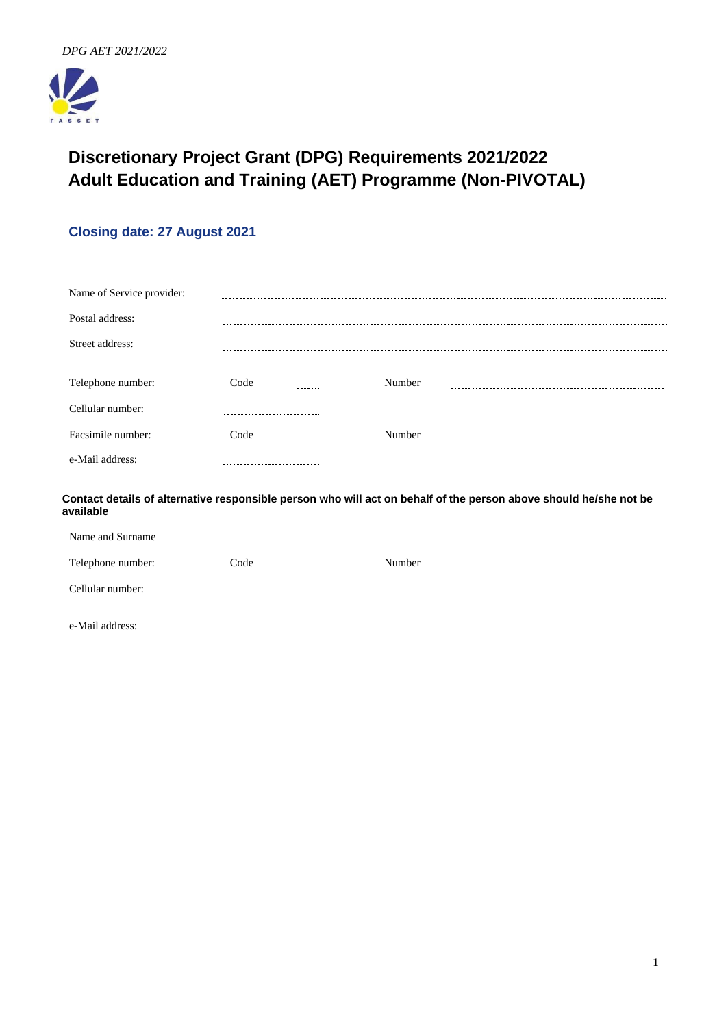# Discretionary Project Grant (DPG) Requirements 2021/2022
# Adult Education and Training (AET) Programme (Non-PIVOTAL)

## Closing date: 27 August 2021

| | | | | |
|---|---|---|---|---|
| Name of Service provider: | ............................................................ | | | |
| Postal address: | ............................................................ | | | |
| Street address: | ............................................................ | | | |
| Telephone number: | Code | ...... | Number | ............................................ |
| Cellular number: | .......................... | | | |
| Facsimile number: | Code | ...... | Number | ............................................ |
| e-Mail address: | .......................... | | | |

**Contact details of alternative responsible person who will act on behalf of the person above should he/she not be available**

| | | | | |
|---|---|---|---|---|
| Name and Surname | .......................... | | | |
| Telephone number: | Code | ...... | Number | ............................................ |
| Cellular number: | .......................... | | | |
| e-Mail address: | .......................... | | | |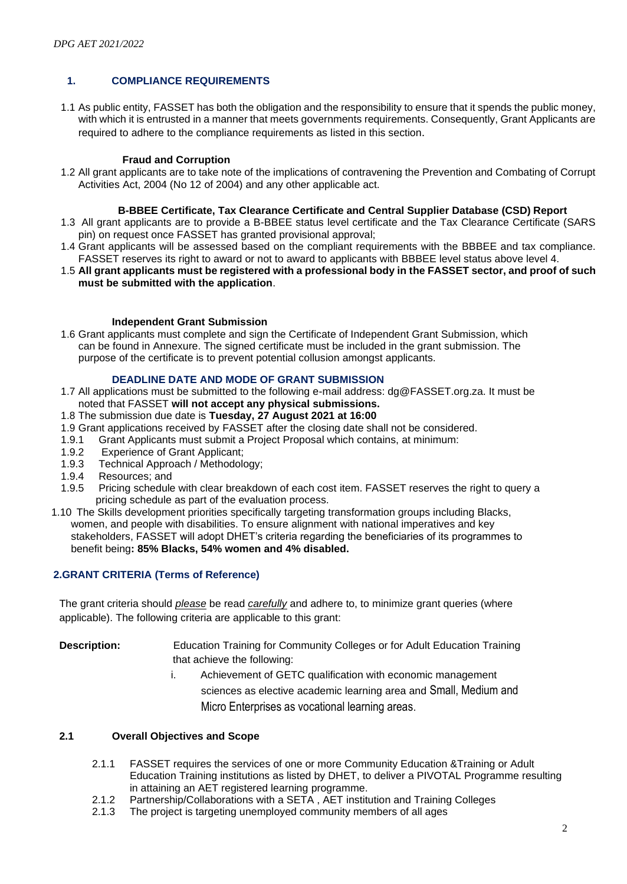## 1. COMPLIANCE REQUIREMENTS

1.1 As public entity, FASSET has both the obligation and the responsibility to ensure that it spends the public money, with which it is entrusted in a manner that meets governments requirements. Consequently, Grant Applicants are required to adhere to the compliance requirements as listed in this section.

**Fraud and Corruption**

1.2 All grant applicants are to take note of the implications of contravening the Prevention and Combating of Corrupt Activities Act, 2004 (No 12 of 2004) and any other applicable act.

**B-BBEE Certificate, Tax Clearance Certificate and Central Supplier Database (CSD) Report**

1.3 All grant applicants are to provide a B-BBEE status level certificate and the Tax Clearance Certificate (SARS pin) on request once FASSET has granted provisional approval;

1.4 Grant applicants will be assessed based on the compliant requirements with the BBBEE and tax compliance. FASSET reserves its right to award or not to award to applicants with BBBEE level status above level 4.

1.5 **All grant applicants must be registered with a professional body in the FASSET sector, and proof of such must be submitted with the application**.

**Independent Grant Submission**

1.6 Grant applicants must complete and sign the Certificate of Independent Grant Submission, which can be found in Annexure. The signed certificate must be included in the grant submission. The purpose of the certificate is to prevent potential collusion amongst applicants.

**DEADLINE DATE AND MODE OF GRANT SUBMISSION**

1.7 All applications must be submitted to the following e-mail address: dg@FASSET.org.za. It must be noted that FASSET **will not accept any physical submissions.**

1.8 The submission due date is **Tuesday, 27 August 2021 at 16:00**

1.9 Grant applications received by FASSET after the closing date shall not be considered.

1.9.1 Grant Applicants must submit a Project Proposal which contains, at minimum:

1.9.2 Experience of Grant Applicant;

1.9.3 Technical Approach / Methodology;

1.9.4 Resources; and

1.9.5 Pricing schedule with clear breakdown of each cost item. FASSET reserves the right to query a pricing schedule as part of the evaluation process.

1.10 The Skills development priorities specifically targeting transformation groups including Blacks, women, and people with disabilities. To ensure alignment with national imperatives and key stakeholders, FASSET will adopt DHET's criteria regarding the beneficiaries of its programmes to benefit being**: 85% Blacks, 54% women and 4% disabled.**

## 2.GRANT CRITERIA (Terms of Reference)

The grant criteria should _please_ be read _carefully_ and adhere to, to minimize grant queries (where applicable). The following criteria are applicable to this grant:

**Description:** Education Training for Community Colleges or for Adult Education Training that achieve the following:

i. Achievement of GETC qualification with economic management sciences as elective academic learning area and Small, Medium and Micro Enterprises as vocational learning areas.

### 2.1 Overall Objectives and Scope

2.1.1 FASSET requires the services of one or more Community Education &Training or Adult Education Training institutions as listed by DHET, to deliver a PIVOTAL Programme resulting in attaining an AET registered learning programme.

2.1.2 Partnership/Collaborations with a SETA , AET institution and Training Colleges

2.1.3 The project is targeting unemployed community members of all ages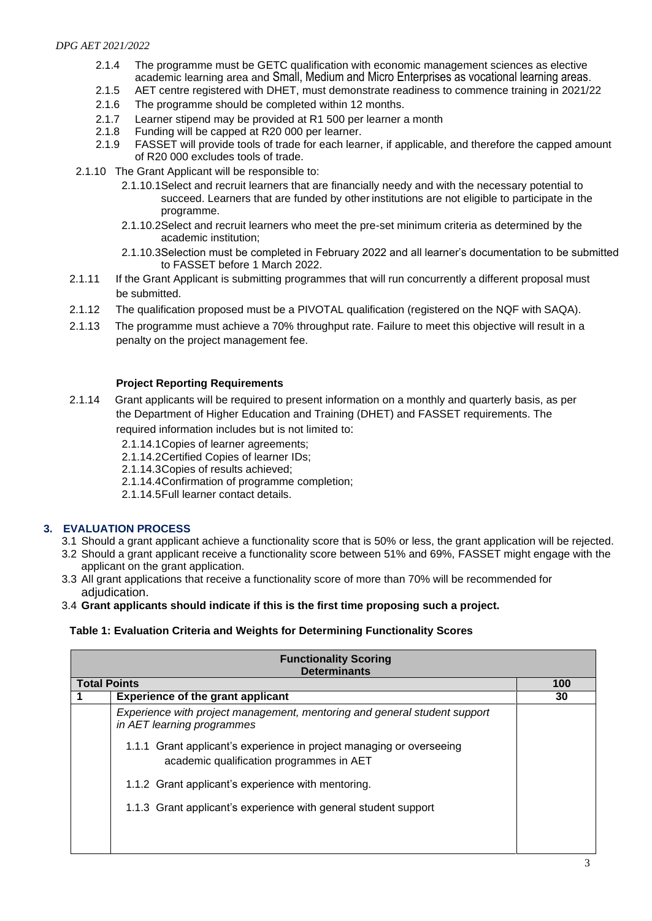2.1.4 The programme must be GETC qualification with economic management sciences as elective academic learning area and Small, Medium and Micro Enterprises as vocational learning areas.

2.1.5 AET centre registered with DHET, must demonstrate readiness to commence training in 2021/22

2.1.6 The programme should be completed within 12 months.

2.1.7 Learner stipend may be provided at R1 500 per learner a month

2.1.8 Funding will be capped at R20 000 per learner.

2.1.9 FASSET will provide tools of trade for each learner, if applicable, and therefore the capped amount of R20 000 excludes tools of trade.

2.1.10 The Grant Applicant will be responsible to:

2.1.10.1 Select and recruit learners that are financially needy and with the necessary potential to succeed. Learners that are funded by other institutions are not eligible to participate in the programme.

2.1.10.2 Select and recruit learners who meet the pre-set minimum criteria as determined by the academic institution;

2.1.10.3 Selection must be completed in February 2022 and all learner's documentation to be submitted to FASSET before 1 March 2022.

2.1.11 If the Grant Applicant is submitting programmes that will run concurrently a different proposal must be submitted.

2.1.12 The qualification proposed must be a PIVOTAL qualification (registered on the NQF with SAQA).

2.1.13 The programme must achieve a 70% throughput rate. Failure to meet this objective will result in a penalty on the project management fee.

**Project Reporting Requirements**

2.1.14 Grant applicants will be required to present information on a monthly and quarterly basis, as per the Department of Higher Education and Training (DHET) and FASSET requirements. The required information includes but is not limited to:

2.1.14.1 Copies of learner agreements;

2.1.14.2 Certified Copies of learner IDs;

2.1.14.3 Copies of results achieved;

2.1.14.4 Confirmation of programme completion;

2.1.14.5 Full learner contact details.

## 3. EVALUATION PROCESS

3.1 Should a grant applicant achieve a functionality score that is 50% or less, the grant application will be rejected.

3.2 Should a grant applicant receive a functionality score between 51% and 69%, FASSET might engage with the applicant on the grant application.

3.3 All grant applications that receive a functionality score of more than 70% will be recommended for adjudication.

3.4 **Grant applicants should indicate if this is the first time proposing such a project.**

**Table 1: Evaluation Criteria and Weights for Determining Functionality Scores**

| **Functionality Scoring Determinants** | | |
|---|---|---|
| **Total Points** | | **100** |
| **1** | **Experience of the grant applicant** | **30** |
| | *Experience with project management, mentoring and general student support in AET learning programmes*<br><br>1.1.1 Grant applicant's experience in project managing or overseeing academic qualification programmes in AET<br><br>1.1.2 Grant applicant's experience with mentoring.<br><br>1.1.3 Grant applicant's experience with general student support | |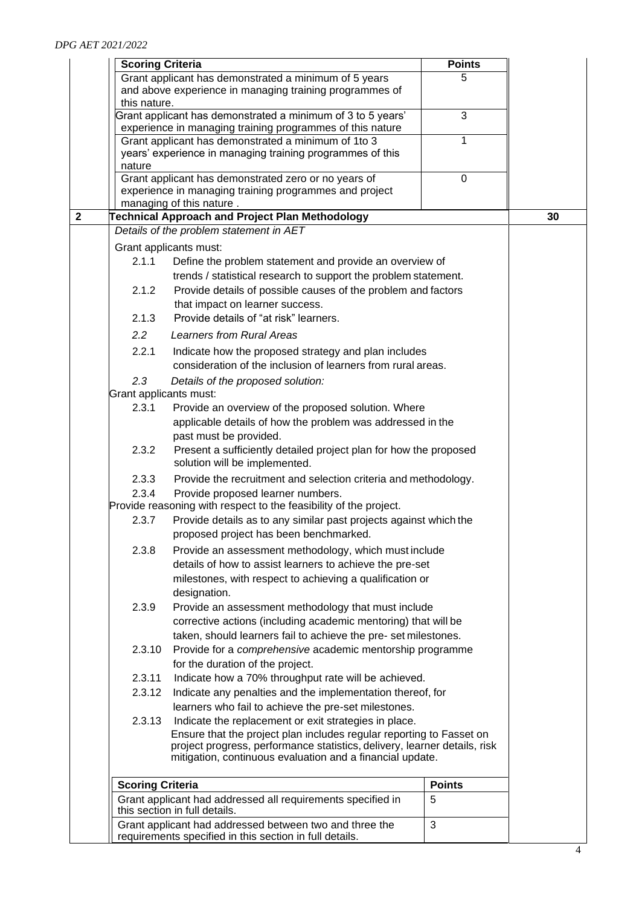| Scoring Criteria | Points |
|---|---|
| Grant applicant has demonstrated a minimum of 5 years and above experience in managing training programmes of this nature. | 5 |
| Grant applicant has demonstrated a minimum of 3 to 5 years' experience in managing training programmes of this nature | 3 |
| Grant applicant has demonstrated a minimum of 1to 3 years' experience in managing training programmes of this nature | 1 |
| Grant applicant has demonstrated zero or no years of experience in managing training programmes and project managing of this nature . | 0 |

| 2 | **Technical Approach and Project Plan Methodology** | 30 |
|---|---|---|

*Details of the problem statement in AET*

Grant applicants must:

- 2.1.1 Define the problem statement and provide an overview of trends / statistical research to support the problem statement.
- 2.1.2 Provide details of possible causes of the problem and factors that impact on learner success.
- 2.1.3 Provide details of "at risk" learners.

*2.2 Learners from Rural Areas*

- 2.2.1 Indicate how the proposed strategy and plan includes consideration of the inclusion of learners from rural areas.

*2.3 Details of the proposed solution:*

Grant applicants must:

- 2.3.1 Provide an overview of the proposed solution. Where applicable details of how the problem was addressed in the past must be provided.
- 2.3.2 Present a sufficiently detailed project plan for how the proposed solution will be implemented.
- 2.3.3 Provide the recruitment and selection criteria and methodology.
- 2.3.4 Provide proposed learner numbers.

Provide reasoning with respect to the feasibility of the project.

- 2.3.7 Provide details as to any similar past projects against which the proposed project has been benchmarked.
- 2.3.8 Provide an assessment methodology, which must include details of how to assist learners to achieve the pre-set milestones, with respect to achieving a qualification or designation.
- 2.3.9 Provide an assessment methodology that must include corrective actions (including academic mentoring) that will be taken, should learners fail to achieve the pre- set milestones.
- 2.3.10 Provide for a *comprehensive* academic mentorship programme for the duration of the project.
- 2.3.11 Indicate how a 70% throughput rate will be achieved.
- 2.3.12 Indicate any penalties and the implementation thereof, for learners who fail to achieve the pre-set milestones.
- 2.3.13 Indicate the replacement or exit strategies in place.

Ensure that the project plan includes regular reporting to Fasset on project progress, performance statistics, delivery, learner details, risk mitigation, continuous evaluation and a financial update.

| Scoring Criteria | Points |
|---|---|
| Grant applicant had addressed all requirements specified in this section in full details. | 5 |
| Grant applicant had addressed between two and three the requirements specified in this section in full details. | 3 |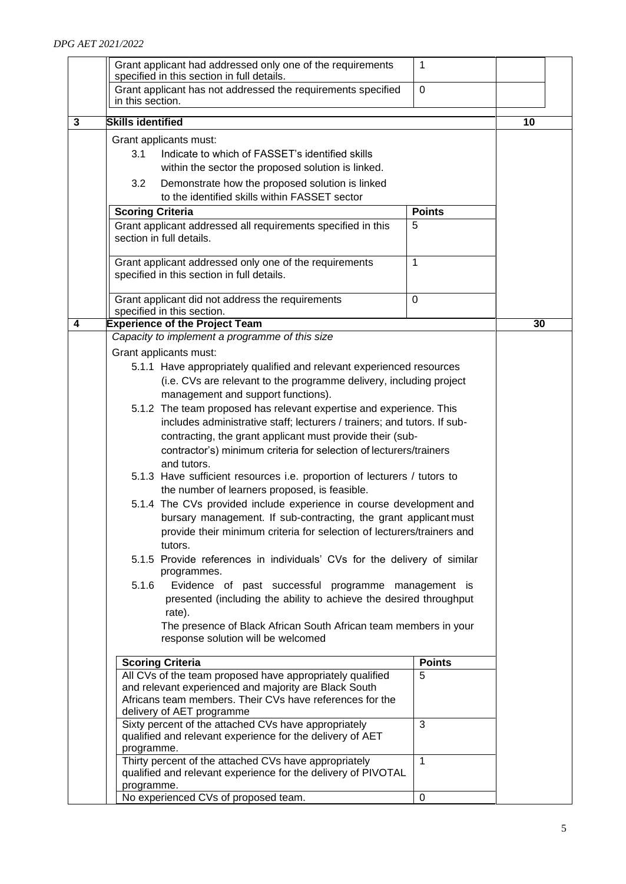| | | | |
|---|---|---|---|
| | Grant applicant had addressed only one of the requirements specified in this section in full details. | 1 | |
| | Grant applicant has not addressed the requirements specified in this section. | 0 | |
| **3** | **Skills identified** | | **10** |
| | Grant applicants must:<br>3.1 Indicate to which of FASSET's identified skills within the sector the proposed solution is linked.<br>3.2 Demonstrate how the proposed solution is linked to the identified skills within FASSET sector | | |
| | **Scoring Criteria** | **Points** | |
| | Grant applicant addressed all requirements specified in this section in full details. | 5 | |
| | Grant applicant addressed only one of the requirements specified in this section in full details. | 1 | |
| | Grant applicant did not address the requirements specified in this section. | 0 | |
| **4** | **Experience of the Project Team** | | **30** |
| | *Capacity to implement a programme of this size*<br>Grant applicants must:<br>5.1.1 Have appropriately qualified and relevant experienced resources (i.e. CVs are relevant to the programme delivery, including project management and support functions).<br>5.1.2 The team proposed has relevant expertise and experience. This includes administrative staff; lecturers / trainers; and tutors. If sub-contracting, the grant applicant must provide their (sub-contractor's) minimum criteria for selection of lecturers/trainers and tutors.<br>5.1.3 Have sufficient resources i.e. proportion of lecturers / tutors to the number of learners proposed, is feasible.<br>5.1.4 The CVs provided include experience in course development and bursary management. If sub-contracting, the grant applicant must provide their minimum criteria for selection of lecturers/trainers and tutors.<br>5.1.5 Provide references in individuals' CVs for the delivery of similar programmes.<br>5.1.6 Evidence of past successful programme management is presented (including the ability to achieve the desired throughput rate).<br>The presence of Black African South African team members in your response solution will be welcomed | | |
| | **Scoring Criteria** | **Points** | |
| | All CVs of the team proposed have appropriately qualified and relevant experienced and majority are Black South Africans team members. Their CVs have references for the delivery of AET programme | 5 | |
| | Sixty percent of the attached CVs have appropriately qualified and relevant experience for the delivery of AET programme. | 3 | |
| | Thirty percent of the attached CVs have appropriately qualified and relevant experience for the delivery of PIVOTAL programme. | 1 | |
| | No experienced CVs of proposed team. | 0 | |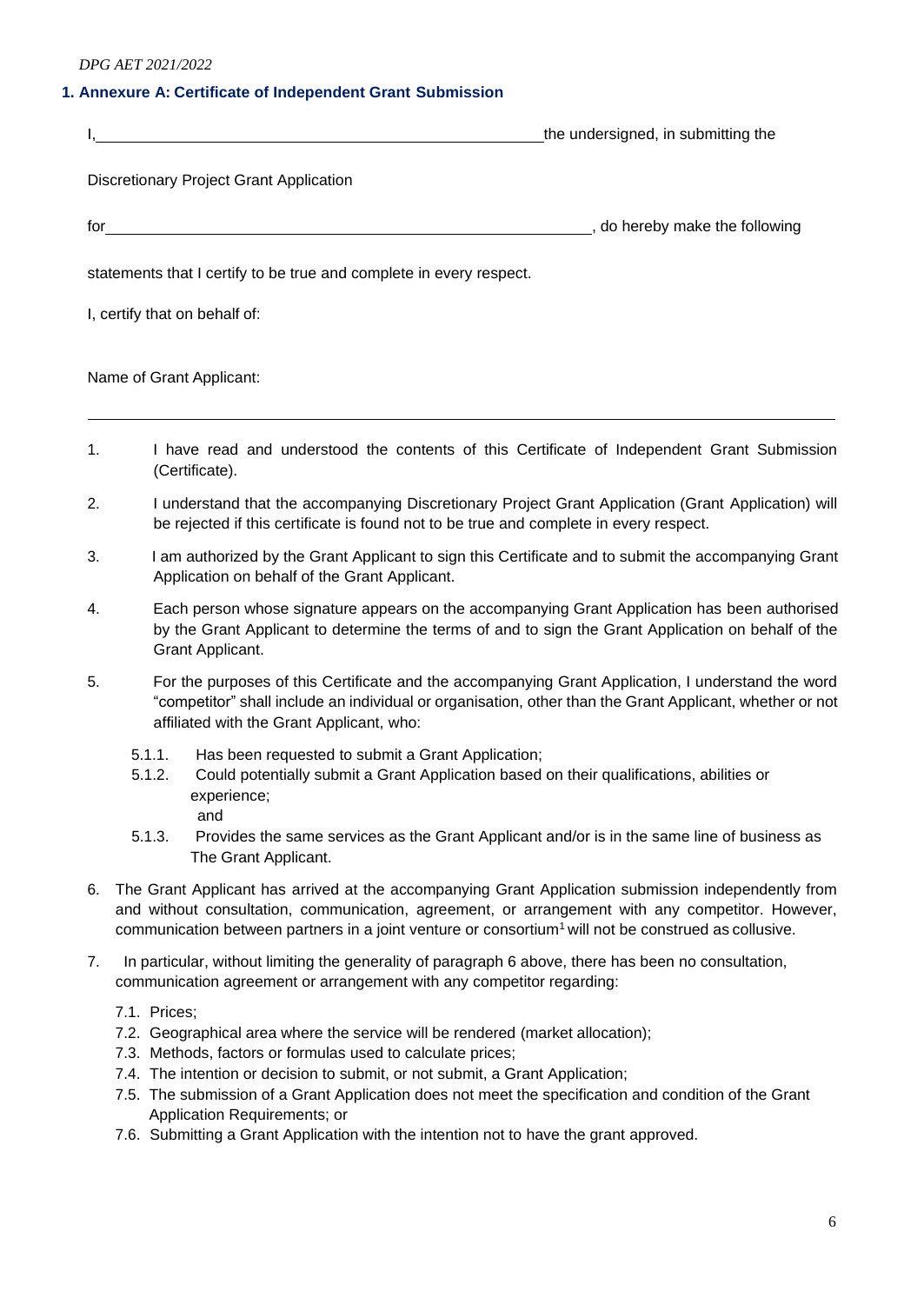## 1. Annexure A: Certificate of Independent Grant Submission

I, ______________________________________________ the undersigned, in submitting the

Discretionary Project Grant Application

for ______________________________________________, do hereby make the following

statements that I certify to be true and complete in every respect.

I, certify that on behalf of:

Name of Grant Applicant:

______________________________________________________________________________

1. I have read and understood the contents of this Certificate of Independent Grant Submission (Certificate).
2. I understand that the accompanying Discretionary Project Grant Application (Grant Application) will be rejected if this certificate is found not to be true and complete in every respect.
3. I am authorized by the Grant Applicant to sign this Certificate and to submit the accompanying Grant Application on behalf of the Grant Applicant.
4. Each person whose signature appears on the accompanying Grant Application has been authorised by the Grant Applicant to determine the terms of and to sign the Grant Application on behalf of the Grant Applicant.
5. For the purposes of this Certificate and the accompanying Grant Application, I understand the word "competitor" shall include an individual or organisation, other than the Grant Applicant, whether or not affiliated with the Grant Applicant, who:
   - 5.1.1. Has been requested to submit a Grant Application;
   - 5.1.2. Could potentially submit a Grant Application based on their qualifications, abilities or experience; and
   - 5.1.3. Provides the same services as the Grant Applicant and/or is in the same line of business as The Grant Applicant.
6. The Grant Applicant has arrived at the accompanying Grant Application submission independently from and without consultation, communication, agreement, or arrangement with any competitor. However, communication between partners in a joint venture or consortium[1] will not be construed as collusive.
7. In particular, without limiting the generality of paragraph 6 above, there has been no consultation, communication agreement or arrangement with any competitor regarding:
   - 7.1. Prices;
   - 7.2. Geographical area where the service will be rendered (market allocation);
   - 7.3. Methods, factors or formulas used to calculate prices;
   - 7.4. The intention or decision to submit, or not submit, a Grant Application;
   - 7.5. The submission of a Grant Application does not meet the specification and condition of the Grant Application Requirements; or
   - 7.6. Submitting a Grant Application with the intention not to have the grant approved.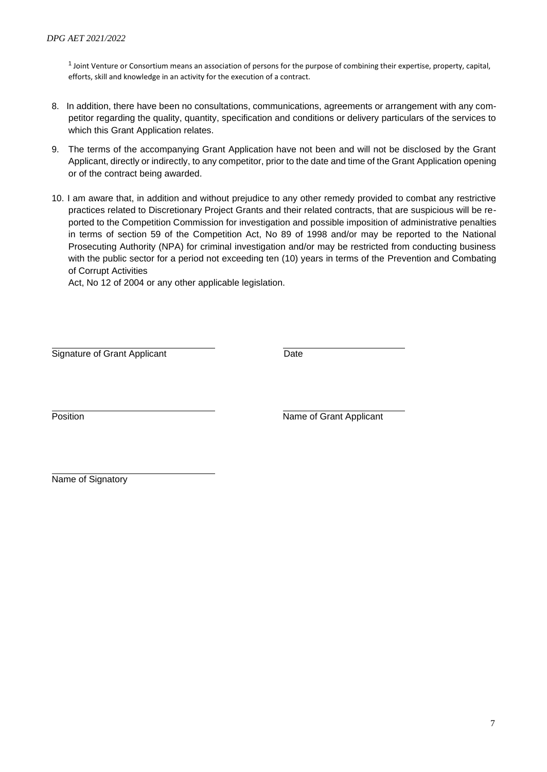[1] Joint Venture or Consortium means an association of persons for the purpose of combining their expertise, property, capital, efforts, skill and knowledge in an activity for the execution of a contract.

8. In addition, there have been no consultations, communications, agreements or arrangement with any competitor regarding the quality, quantity, specification and conditions or delivery particulars of the services to which this Grant Application relates.
9. The terms of the accompanying Grant Application have not been and will not be disclosed by the Grant Applicant, directly or indirectly, to any competitor, prior to the date and time of the Grant Application opening or of the contract being awarded.
10. I am aware that, in addition and without prejudice to any other remedy provided to combat any restrictive practices related to Discretionary Project Grants and their related contracts, that are suspicious will be reported to the Competition Commission for investigation and possible imposition of administrative penalties in terms of section 59 of the Competition Act, No 89 of 1998 and/or may be reported to the National Prosecuting Authority (NPA) for criminal investigation and/or may be restricted from conducting business with the public sector for a period not exceeding ten (10) years in terms of the Prevention and Combating of Corrupt Activities
    Act, No 12 of 2004 or any other applicable legislation.

______________________________ ______________________________
Signature of Grant Applicant Date

______________________________ ______________________________
Position Name of Grant Applicant

______________________________
Name of Signatory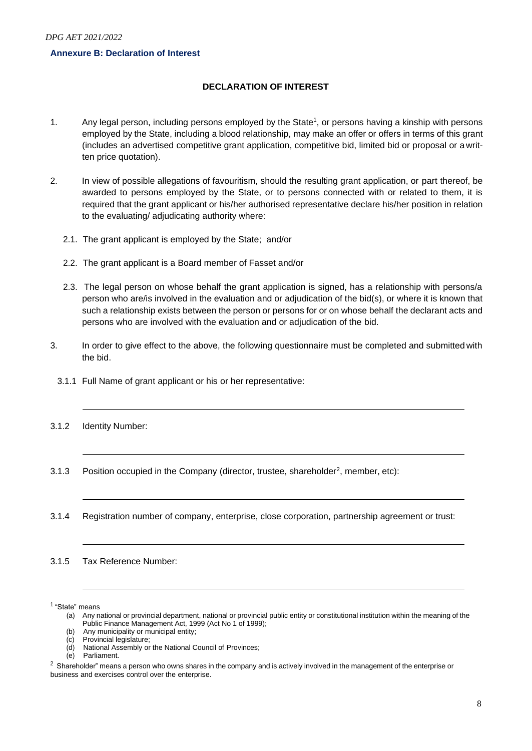**Annexure B: Declaration of Interest**

## DECLARATION OF INTEREST

1. Any legal person, including persons employed by the State[1], or persons having a kinship with persons employed by the State, including a blood relationship, may make an offer or offers in terms of this grant (includes an advertised competitive grant application, competitive bid, limited bid or proposal or a written price quotation).

2. In view of possible allegations of favouritism, should the resulting grant application, or part thereof, be awarded to persons employed by the State, or to persons connected with or related to them, it is required that the grant applicant or his/her authorised representative declare his/her position in relation to the evaluating/ adjudicating authority where:

   2.1. The grant applicant is employed by the State; and/or

   2.2. The grant applicant is a Board member of Fasset and/or

   2.3. The legal person on whose behalf the grant application is signed, has a relationship with persons/a person who are/is involved in the evaluation and or adjudication of the bid(s), or where it is known that such a relationship exists between the person or persons for or on whose behalf the declarant acts and persons who are involved with the evaluation and or adjudication of the bid.

3. In order to give effect to the above, the following questionnaire must be completed and submitted with the bid.

   3.1.1 Full Name of grant applicant or his or her representative:

   ______________________________________________________________

   3.1.2 Identity Number:

   ______________________________________________________________

   3.1.3 Position occupied in the Company (director, trustee, shareholder[2], member, etc):

   ______________________________________________________________

   3.1.4 Registration number of company, enterprise, close corporation, partnership agreement or trust:

   ______________________________________________________________

   3.1.5 Tax Reference Number:

   ______________________________________________________________

---

[1] "State" means

(a) Any national or provincial department, national or provincial public entity or constitutional institution within the meaning of the Public Finance Management Act, 1999 (Act No 1 of 1999);
(b) Any municipality or municipal entity;
(c) Provincial legislature;
(d) National Assembly or the National Council of Provinces;
(e) Parliament.

[2] Shareholder" means a person who owns shares in the company and is actively involved in the management of the enterprise or business and exercises control over the enterprise.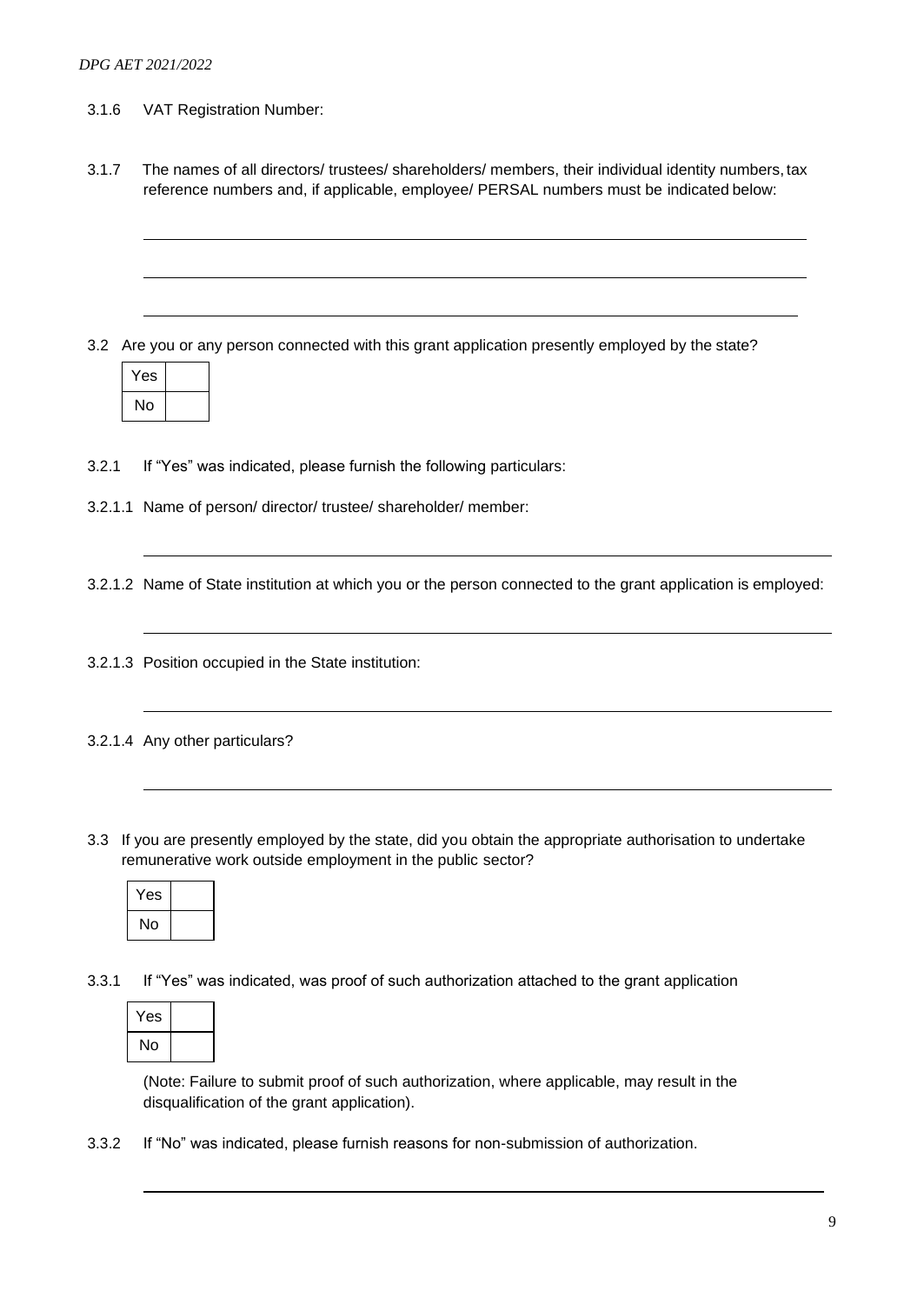3.1.6 VAT Registration Number:

3.1.7 The names of all directors/ trustees/ shareholders/ members, their individual identity numbers, tax reference numbers and, if applicable, employee/ PERSAL numbers must be indicated below:

\_\_\_\_\_\_\_\_\_\_\_\_\_\_\_\_\_\_\_\_\_\_\_\_\_\_\_\_\_\_\_\_\_\_\_\_\_\_\_\_\_\_\_\_\_\_\_\_\_\_\_\_\_\_\_\_\_\_\_\_

\_\_\_\_\_\_\_\_\_\_\_\_\_\_\_\_\_\_\_\_\_\_\_\_\_\_\_\_\_\_\_\_\_\_\_\_\_\_\_\_\_\_\_\_\_\_\_\_\_\_\_\_\_\_\_\_\_\_\_\_

\_\_\_\_\_\_\_\_\_\_\_\_\_\_\_\_\_\_\_\_\_\_\_\_\_\_\_\_\_\_\_\_\_\_\_\_\_\_\_\_\_\_\_\_\_\_\_\_\_\_\_\_\_\_\_\_\_\_\_\_

3.2 Are you or any person connected with this grant application presently employed by the state?

| Yes | |
|---|---|
| No | |

3.2.1 If "Yes" was indicated, please furnish the following particulars:

3.2.1.1 Name of person/ director/ trustee/ shareholder/ member:

\_\_\_\_\_\_\_\_\_\_\_\_\_\_\_\_\_\_\_\_\_\_\_\_\_\_\_\_\_\_\_\_\_\_\_\_\_\_\_\_\_\_\_\_\_\_\_\_\_\_\_\_\_\_\_\_\_\_\_\_

3.2.1.2 Name of State institution at which you or the person connected to the grant application is employed:

\_\_\_\_\_\_\_\_\_\_\_\_\_\_\_\_\_\_\_\_\_\_\_\_\_\_\_\_\_\_\_\_\_\_\_\_\_\_\_\_\_\_\_\_\_\_\_\_\_\_\_\_\_\_\_\_\_\_\_\_

3.2.1.3 Position occupied in the State institution:

\_\_\_\_\_\_\_\_\_\_\_\_\_\_\_\_\_\_\_\_\_\_\_\_\_\_\_\_\_\_\_\_\_\_\_\_\_\_\_\_\_\_\_\_\_\_\_\_\_\_\_\_\_\_\_\_\_\_\_\_

3.2.1.4 Any other particulars?

\_\_\_\_\_\_\_\_\_\_\_\_\_\_\_\_\_\_\_\_\_\_\_\_\_\_\_\_\_\_\_\_\_\_\_\_\_\_\_\_\_\_\_\_\_\_\_\_\_\_\_\_\_\_\_\_\_\_\_\_

3.3 If you are presently employed by the state, did you obtain the appropriate authorisation to undertake remunerative work outside employment in the public sector?

| Yes | |
|---|---|
| No | |

3.3.1 If "Yes" was indicated, was proof of such authorization attached to the grant application

| Yes | |
|---|---|
| No | |

(Note: Failure to submit proof of such authorization, where applicable, may result in the disqualification of the grant application).

3.3.2 If "No" was indicated, please furnish reasons for non-submission of authorization.

\_\_\_\_\_\_\_\_\_\_\_\_\_\_\_\_\_\_\_\_\_\_\_\_\_\_\_\_\_\_\_\_\_\_\_\_\_\_\_\_\_\_\_\_\_\_\_\_\_\_\_\_\_\_\_\_\_\_\_\_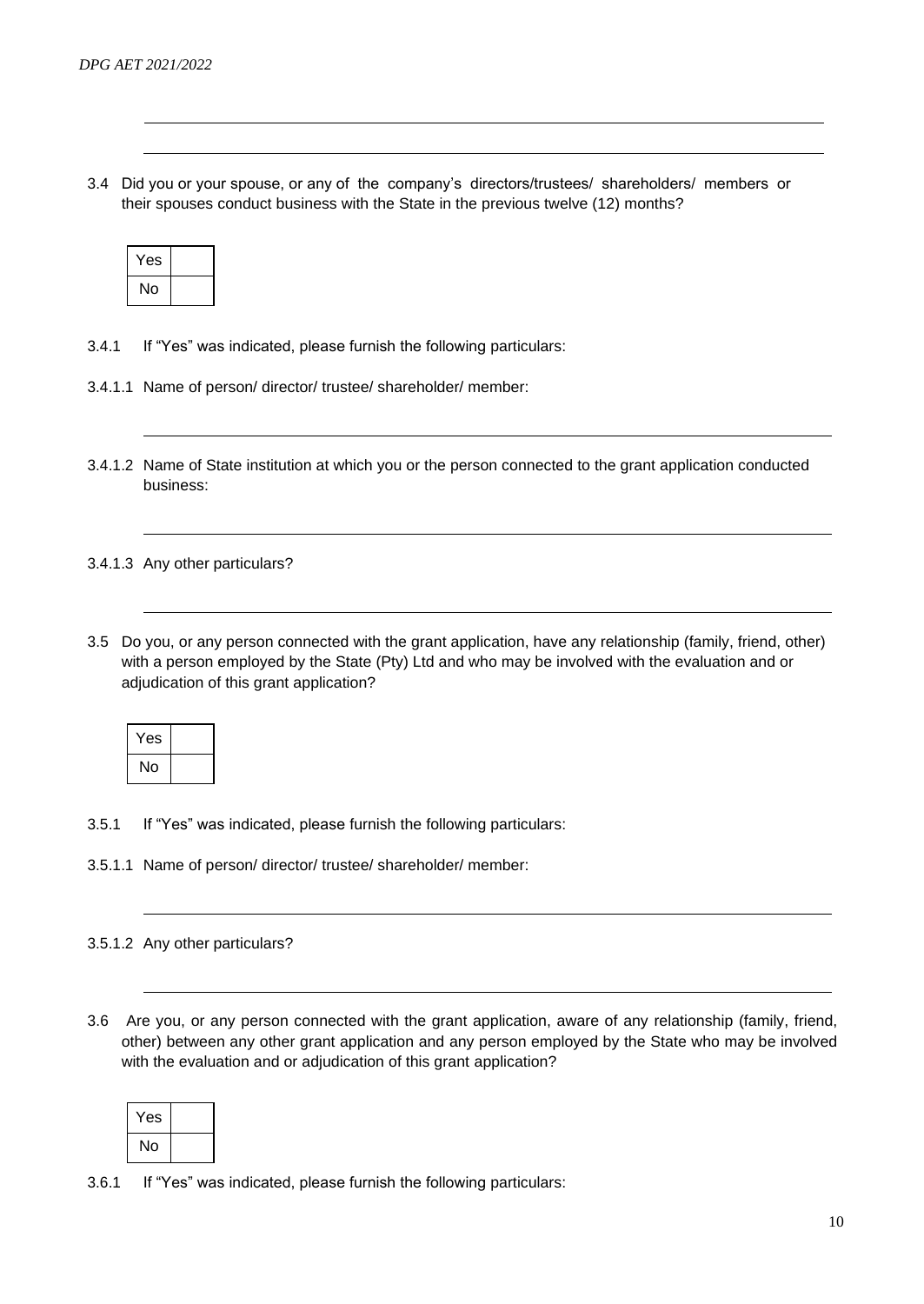3.4 Did you or your spouse, or any of the company's directors/trustees/ shareholders/ members or their spouses conduct business with the State in the previous twelve (12) months?

| Yes | |
|---|---|
| No | |

3.4.1 If "Yes" was indicated, please furnish the following particulars:

3.4.1.1 Name of person/ director/ trustee/ shareholder/ member:

______________________________________________________________________

3.4.1.2 Name of State institution at which you or the person connected to the grant application conducted business:

______________________________________________________________________

3.4.1.3 Any other particulars?

______________________________________________________________________

3.5 Do you, or any person connected with the grant application, have any relationship (family, friend, other) with a person employed by the State (Pty) Ltd and who may be involved with the evaluation and or adjudication of this grant application?

| Yes | |
|---|---|
| No | |

3.5.1 If "Yes" was indicated, please furnish the following particulars:

3.5.1.1 Name of person/ director/ trustee/ shareholder/ member:

______________________________________________________________________

3.5.1.2 Any other particulars?

______________________________________________________________________

3.6 Are you, or any person connected with the grant application, aware of any relationship (family, friend, other) between any other grant application and any person employed by the State who may be involved with the evaluation and or adjudication of this grant application?

| Yes | |
|---|---|
| No | |

3.6.1 If "Yes" was indicated, please furnish the following particulars: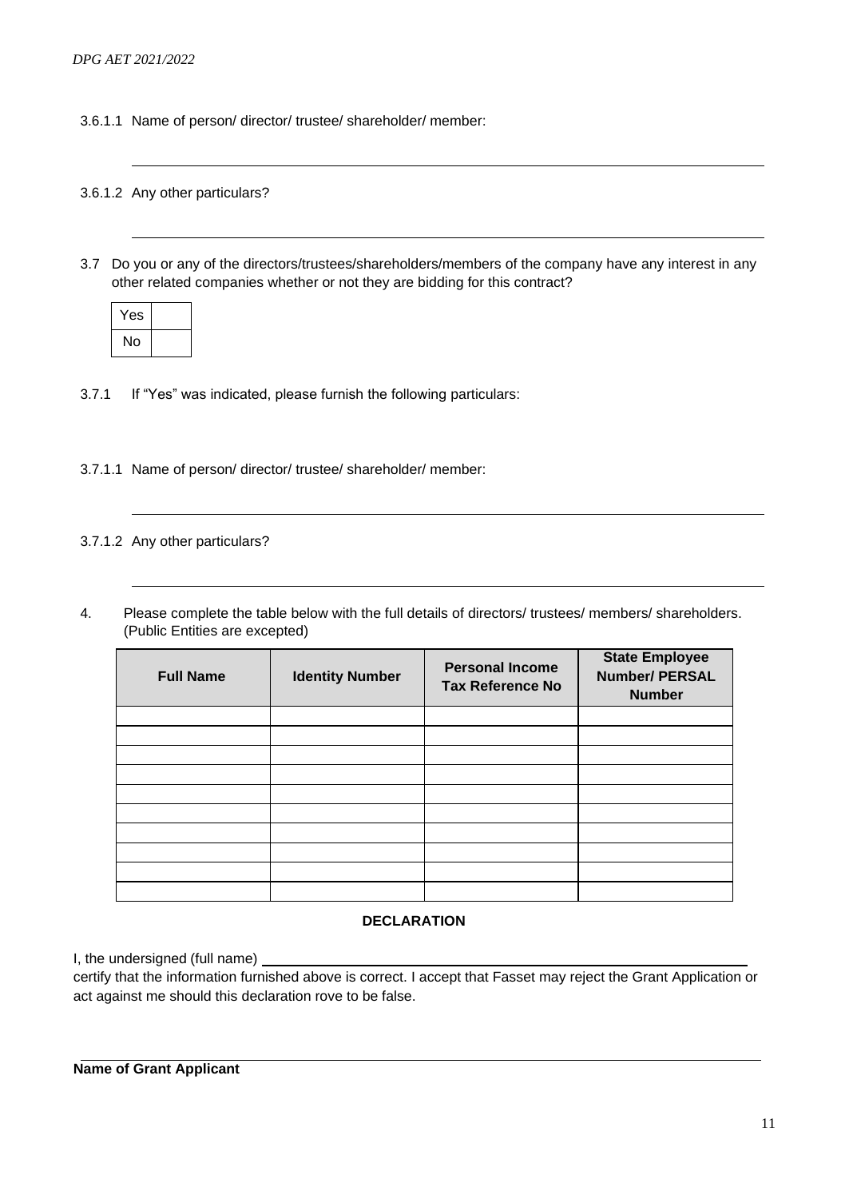3.6.1.1 Name of person/ director/ trustee/ shareholder/ member:

\_\_\_\_\_\_\_\_\_\_\_\_\_\_\_\_\_\_\_\_\_\_\_\_\_\_\_\_\_\_\_\_\_\_\_\_\_\_\_\_\_\_\_\_\_\_\_\_\_\_\_\_\_\_\_\_

3.6.1.2 Any other particulars?

\_\_\_\_\_\_\_\_\_\_\_\_\_\_\_\_\_\_\_\_\_\_\_\_\_\_\_\_\_\_\_\_\_\_\_\_\_\_\_\_\_\_\_\_\_\_\_\_\_\_\_\_\_\_\_\_

3.7 Do you or any of the directors/trustees/shareholders/members of the company have any interest in any other related companies whether or not they are bidding for this contract?

| Yes | |
|---|---|
| No | |

3.7.1 If "Yes" was indicated, please furnish the following particulars:

3.7.1.1 Name of person/ director/ trustee/ shareholder/ member:

\_\_\_\_\_\_\_\_\_\_\_\_\_\_\_\_\_\_\_\_\_\_\_\_\_\_\_\_\_\_\_\_\_\_\_\_\_\_\_\_\_\_\_\_\_\_\_\_\_\_\_\_\_\_\_\_

3.7.1.2 Any other particulars?

\_\_\_\_\_\_\_\_\_\_\_\_\_\_\_\_\_\_\_\_\_\_\_\_\_\_\_\_\_\_\_\_\_\_\_\_\_\_\_\_\_\_\_\_\_\_\_\_\_\_\_\_\_\_\_\_

4. Please complete the table below with the full details of directors/ trustees/ members/ shareholders. (Public Entities are excepted)

| Full Name | Identity Number | Personal Income Tax Reference No | State Employee Number/ PERSAL Number |
|---|---|---|---|
| | | | |
| | | | |
| | | | |
| | | | |
| | | | |
| | | | |
| | | | |
| | | | |
| | | | |
| | | | |

**DECLARATION**

I, the undersigned (full name) \_\_\_\_\_\_\_\_\_\_\_\_\_\_\_\_\_\_\_\_\_\_\_\_\_\_\_\_\_\_\_\_\_\_\_\_\_\_\_\_\_\_\_\_\_\_\_\_
certify that the information furnished above is correct. I accept that Fasset may reject the Grant Application or act against me should this declaration rove to be false.

\_\_\_\_\_\_\_\_\_\_\_\_\_\_\_\_\_\_\_\_\_\_\_\_\_\_\_\_\_\_\_\_\_\_\_\_\_\_\_\_\_\_\_\_\_\_\_\_\_\_\_\_\_\_\_\_

**Name of Grant Applicant**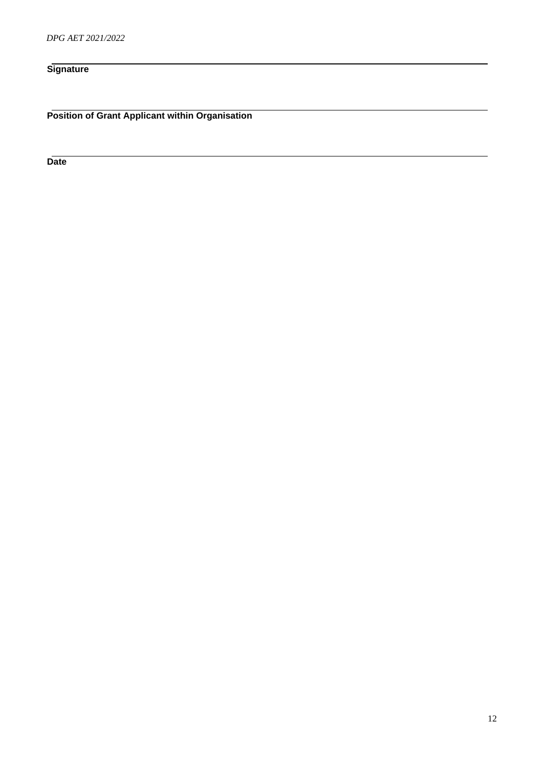**Signature**

**Position of Grant Applicant within Organisation**

**Date**